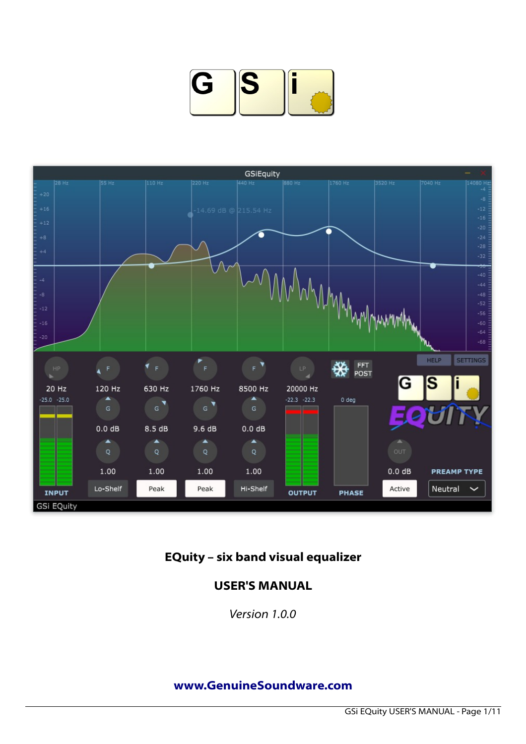**EQuity – six band visual equalizer**

**USER'S MANUAL**

*Version 1.0.0*

**www.GenuineSoundware.com**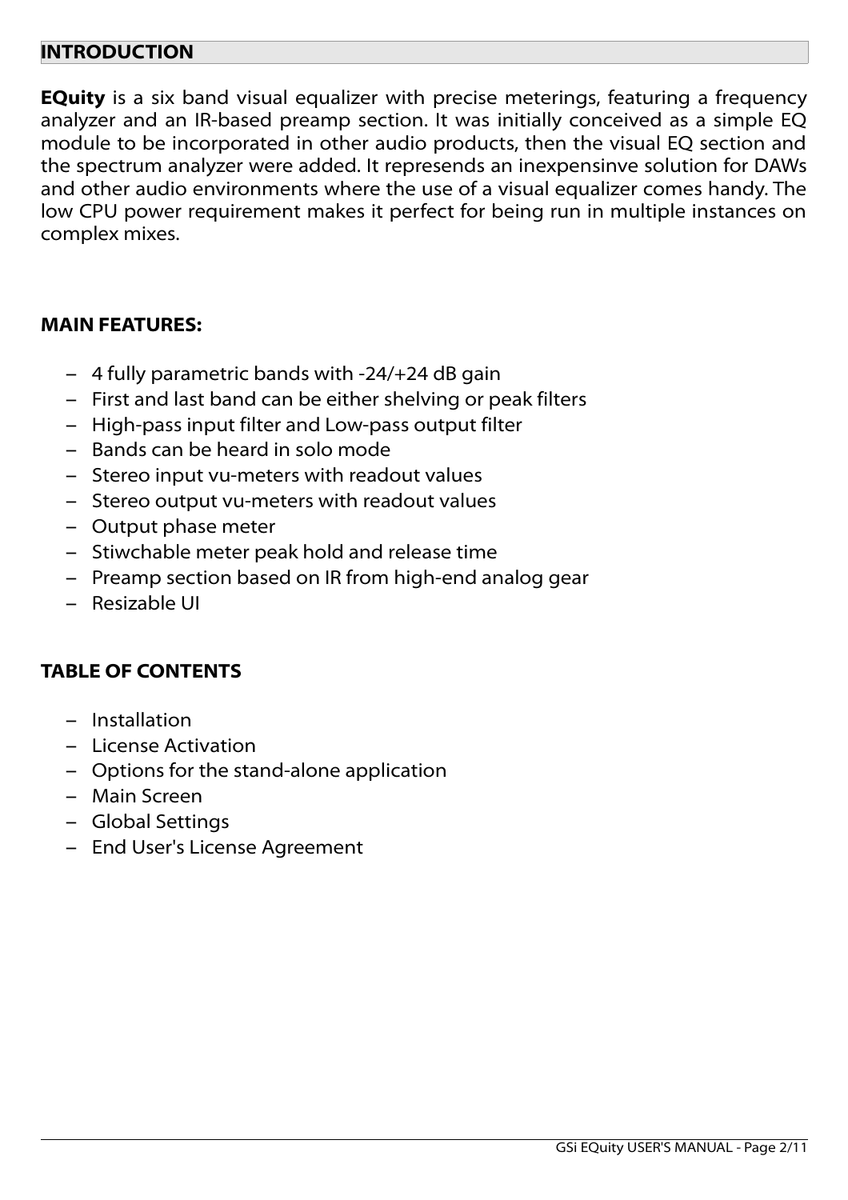## INTRODUCTION

**EQuity** is a six band visual equalizer with precise meterings, featuring a frequency analyzer and an IR-based preamp section. It was initially conceived as a simple EQ module to be incorporated in other audio products, then the visual EQ section and the spectrum analyzer were added. It represends an inexpensinve solution for DAWs and other audio environments where the use of a visual equalizer comes handy. The low CPU power requirement makes it perfect for being run in multiple instances on complex mixes.

### MAIN FEATURES:

- 4 fully parametric bands with -24/+24 dB gain
- First and last band can be either shelving or peak filters
- High-pass input filter and Low-pass output filter
- Bands can be heard in solo mode
- Stereo input vu-meters with readout values
- Stereo output vu-meters with readout values
- Output phase meter
- Stiwchable meter peak hold and release time
- Preamp section based on IR from high-end analog gear
- Resizable UI

### TABLE OF CONTENTS

- Installation
- License Activation
- Options for the stand-alone application
- Main Screen
- Global Settings
- End User's License Agreement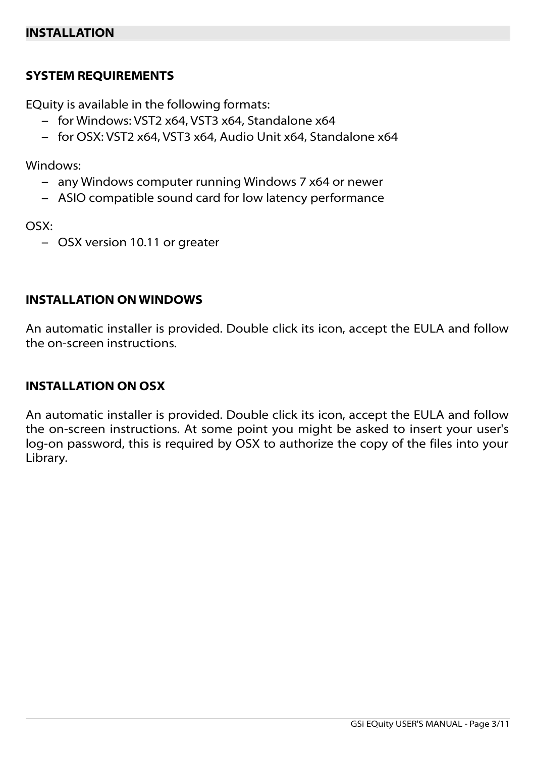# INSTALLATION

## SYSTEM REQUIREMENTS

EQuity is available in the following formats:

- for Windows: VST2 x64, VST3 x64, Standalone x64
- for OSX: VST2 x64, VST3 x64, Audio Unit x64, Standalone x64

Windows:

- any Windows computer running Windows 7 x64 or newer
- ASIO compatible sound card for low latency performance

OSX:

- OSX version 10.11 or greater

## INSTALLATION ON WINDOWS

An automatic installer is provided. Double click its icon, accept the EULA and follow the on-screen instructions.

## INSTALLATION ON OSX

An automatic installer is provided. Double click its icon, accept the EULA and follow the on-screen instructions. At some point you might be asked to insert your user's log-on password, this is required by OSX to authorize the copy of the files into your Library.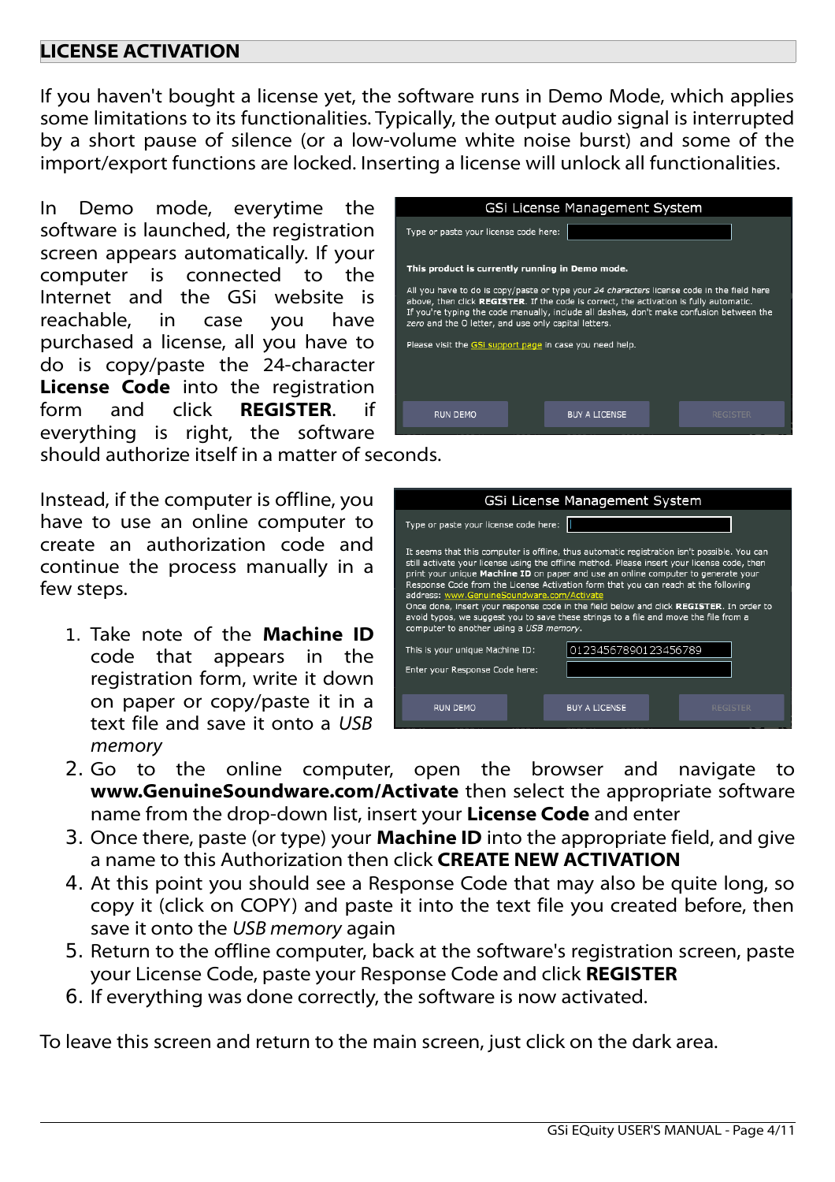## LICENSE ACTIVATION

If you haven't bought a license yet, the software runs in Demo Mode, which applies some limitations to its functionalities. Typically, the output audio signal is interrupted by a short pause of silence (or a low-volume white noise burst) and some of the import/export functions are locked. Inserting a license will unlock all functionalities.

In Demo mode, everytime the software is launched, the registration screen appears automatically. If your computer is connected to the Internet and the GSi website is reachable, in case you have purchased a license, all you have to do is copy/paste the 24-character **License Code** into the registration form and click **REGISTER**. if everything is right, the software should authorize itself in a matter of seconds.

Instead, if the computer is offline, you have to use an online computer to create an authorization code and continue the process manually in a few steps.

1. Take note of the **Machine ID** code that appears in the registration form, write it down on paper or copy/paste it in a text file and save it onto a *USB memory*
2. Go to the online computer, open the browser and navigate to **www.GenuineSoundware.com/Activate** then select the appropriate software name from the drop-down list, insert your **License Code** and enter
3. Once there, paste (or type) your **Machine ID** into the appropriate field, and give a name to this Authorization then click **CREATE NEW ACTIVATION**
4. At this point you should see a Response Code that may also be quite long, so copy it (click on COPY) and paste it into the text file you created before, then save it onto the *USB memory* again
5. Return to the offline computer, back at the software's registration screen, paste your License Code, paste your Response Code and click **REGISTER**
6. If everything was done correctly, the software is now activated.

To leave this screen and return to the main screen, just click on the dark area.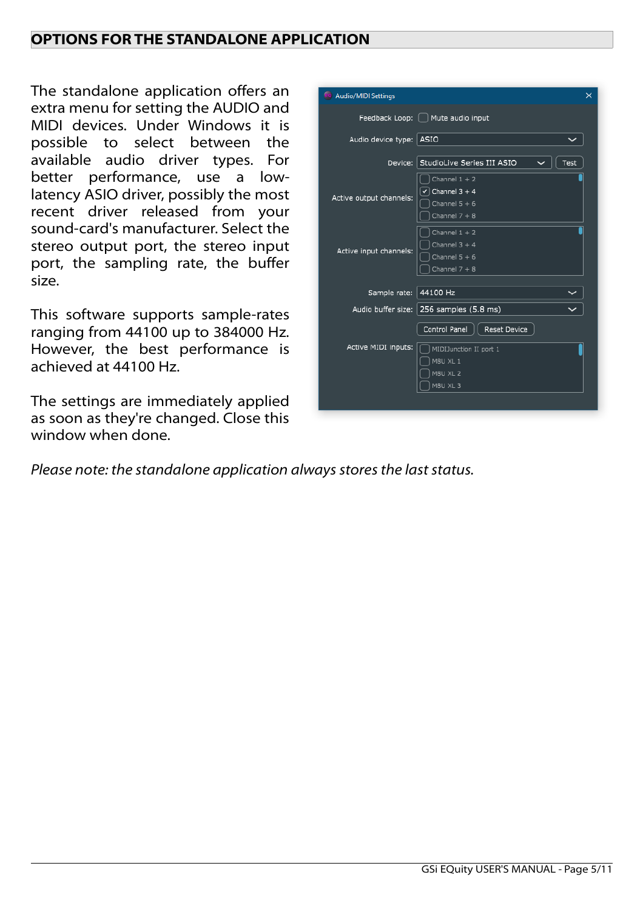## OPTIONS FOR THE STANDALONE APPLICATION

The standalone application offers an extra menu for setting the AUDIO and MIDI devices. Under Windows it is possible to select between the available audio driver types. For better performance, use a low-latency ASIO driver, possibly the most recent driver released from your sound-card's manufacturer. Select the stereo output port, the stereo input port, the sampling rate, the buffer size.

This software supports sample-rates ranging from 44100 up to 384000 Hz. However, the best performance is achieved at 44100 Hz.

The settings are immediately applied as soon as they're changed. Close this window when done.

*Please note: the standalone application always stores the last status.*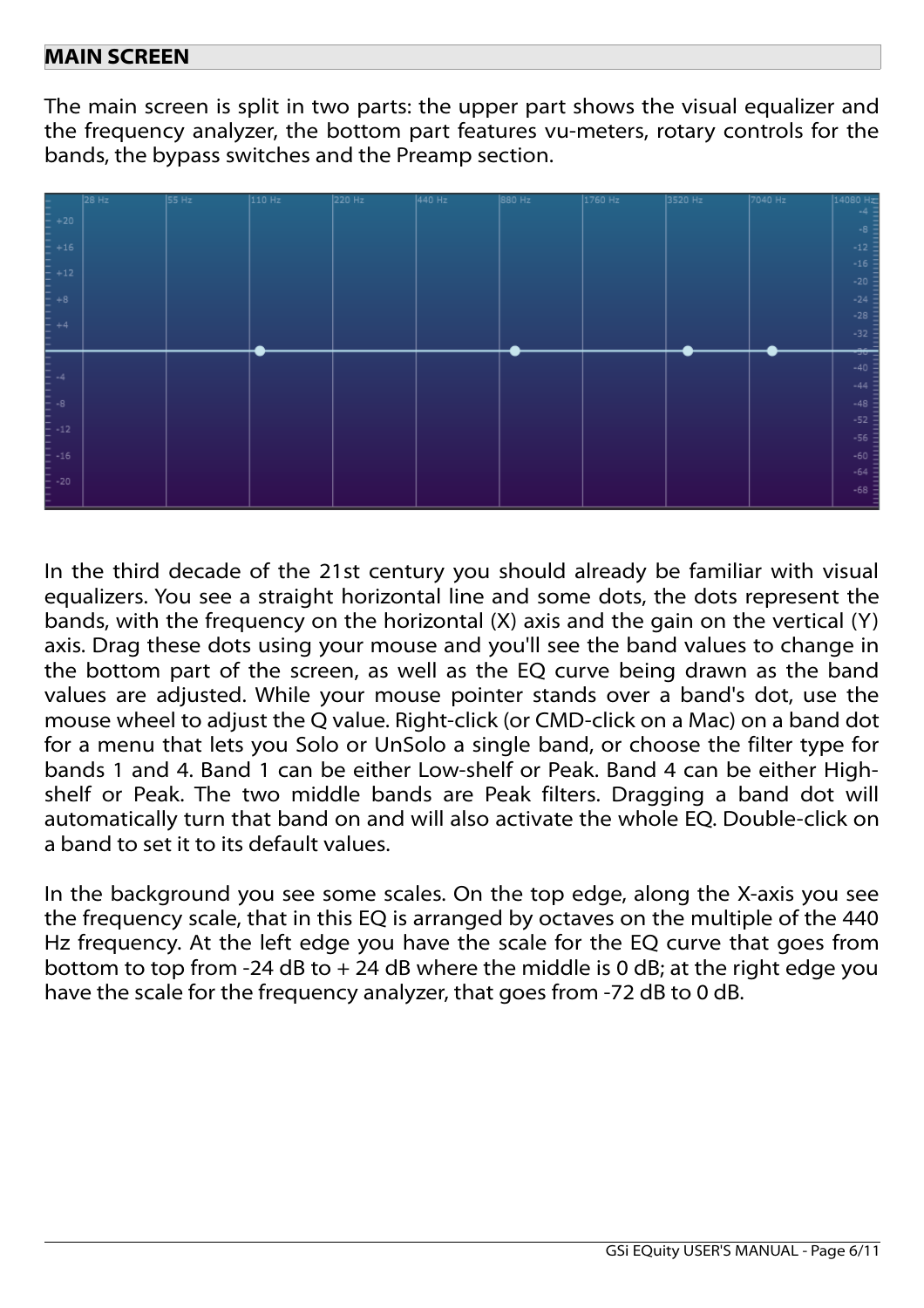## MAIN SCREEN

The main screen is split in two parts: the upper part shows the visual equalizer and the frequency analyzer, the bottom part features vu-meters, rotary controls for the bands, the bypass switches and the Preamp section.

In the third decade of the 21st century you should already be familiar with visual equalizers. You see a straight horizontal line and some dots, the dots represent the bands, with the frequency on the horizontal (X) axis and the gain on the vertical (Y) axis. Drag these dots using your mouse and you'll see the band values to change in the bottom part of the screen, as well as the EQ curve being drawn as the band values are adjusted. While your mouse pointer stands over a band's dot, use the mouse wheel to adjust the Q value. Right-click (or CMD-click on a Mac) on a band dot for a menu that lets you Solo or UnSolo a single band, or choose the filter type for bands 1 and 4. Band 1 can be either Low-shelf or Peak. Band 4 can be either High-shelf or Peak. The two middle bands are Peak filters. Dragging a band dot will automatically turn that band on and will also activate the whole EQ. Double-click on a band to set it to its default values.

In the background you see some scales. On the top edge, along the X-axis you see the frequency scale, that in this EQ is arranged by octaves on the multiple of the 440 Hz frequency. At the left edge you have the scale for the EQ curve that goes from bottom to top from -24 dB to + 24 dB where the middle is 0 dB; at the right edge you have the scale for the frequency analyzer, that goes from -72 dB to 0 dB.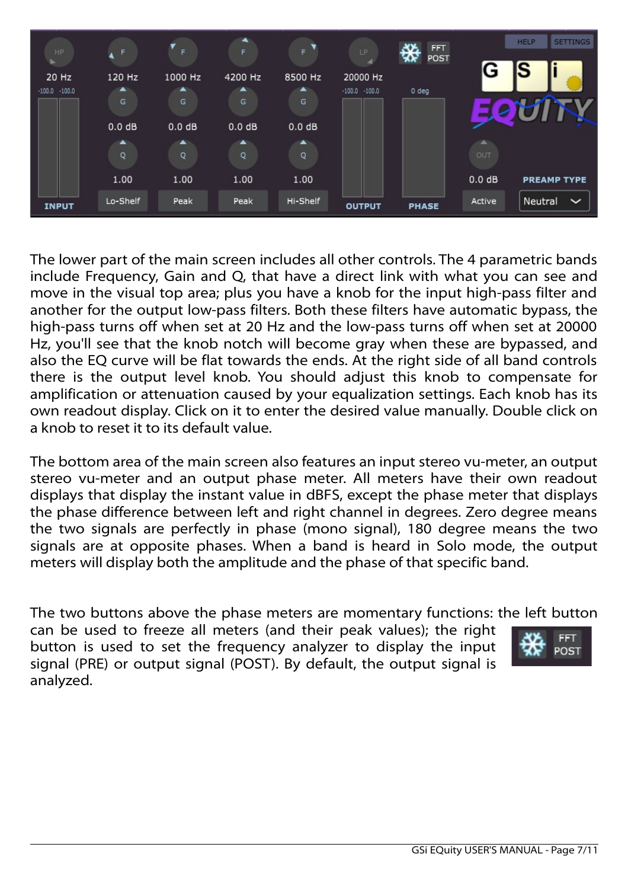The lower part of the main screen includes all other controls. The 4 parametric bands include Frequency, Gain and Q, that have a direct link with what you can see and move in the visual top area; plus you have a knob for the input high-pass filter and another for the output low-pass filters. Both these filters have automatic bypass, the high-pass turns off when set at 20 Hz and the low-pass turns off when set at 20000 Hz, you'll see that the knob notch will become gray when these are bypassed, and also the EQ curve will be flat towards the ends. At the right side of all band controls there is the output level knob. You should adjust this knob to compensate for amplification or attenuation caused by your equalization settings. Each knob has its own readout display. Click on it to enter the desired value manually. Double click on a knob to reset it to its default value.

The bottom area of the main screen also features an input stereo vu-meter, an output stereo vu-meter and an output phase meter. All meters have their own readout displays that display the instant value in dBFS, except the phase meter that displays the phase difference between left and right channel in degrees. Zero degree means the two signals are perfectly in phase (mono signal), 180 degree means the two signals are at opposite phases. When a band is heard in Solo mode, the output meters will display both the amplitude and the phase of that specific band.

The two buttons above the phase meters are momentary functions: the left button can be used to freeze all meters (and their peak values); the right button is used to set the frequency analyzer to display the input signal (PRE) or output signal (POST). By default, the output signal is analyzed.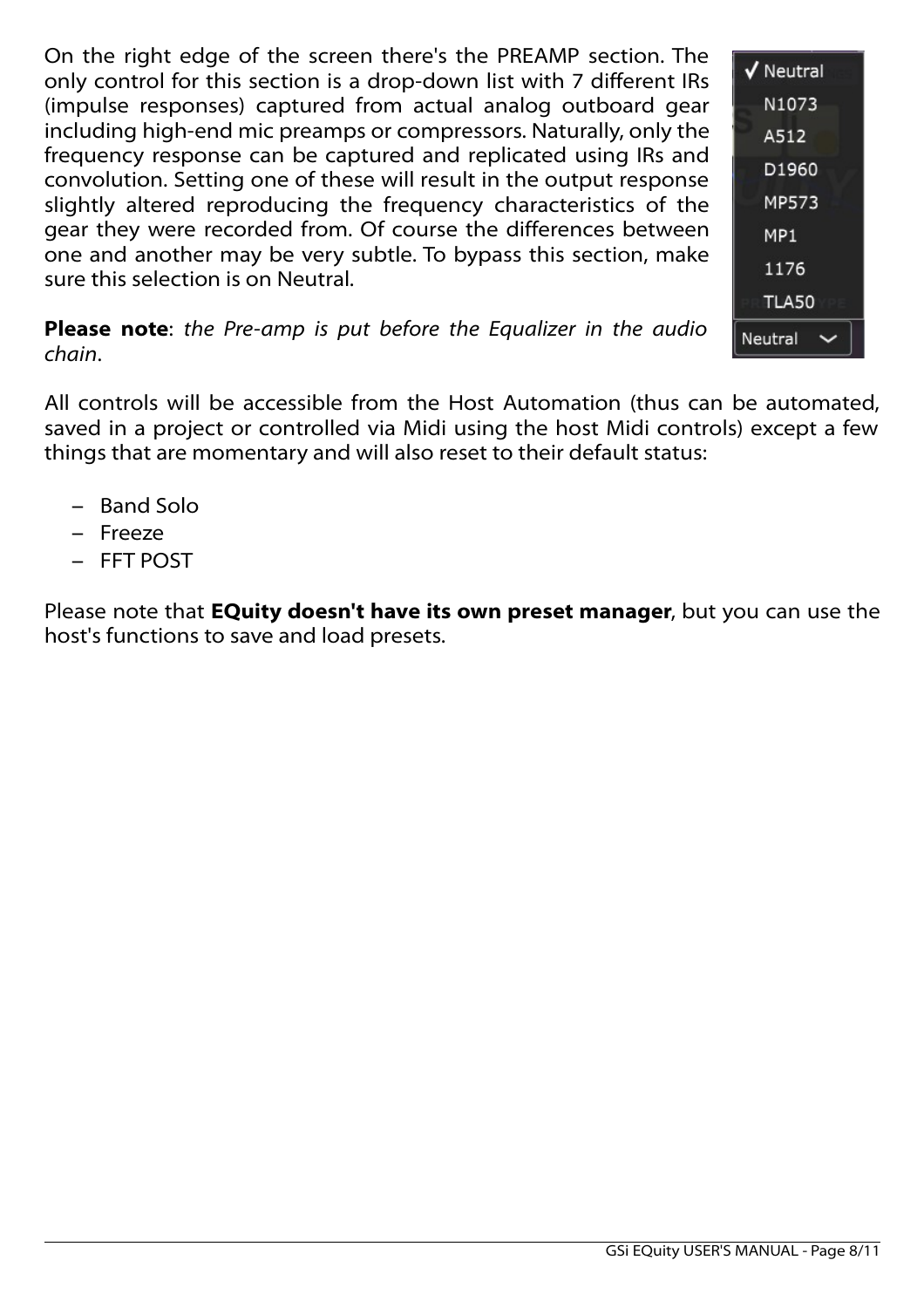On the right edge of the screen there's the PREAMP section. The only control for this section is a drop-down list with 7 different IRs (impulse responses) captured from actual analog outboard gear including high-end mic preamps or compressors. Naturally, only the frequency response can be captured and replicated using IRs and convolution. Setting one of these will result in the output response slightly altered reproducing the frequency characteristics of the gear they were recorded from. Of course the differences between one and another may be very subtle. To bypass this section, make sure this selection is on Neutral.

**Please note**: *the Pre-amp is put before the Equalizer in the audio chain*.

All controls will be accessible from the Host Automation (thus can be automated, saved in a project or controlled via Midi using the host Midi controls) except a few things that are momentary and will also reset to their default status:

- Band Solo
- Freeze
- FFT POST

Please note that **EQuity doesn't have its own preset manager**, but you can use the host's functions to save and load presets.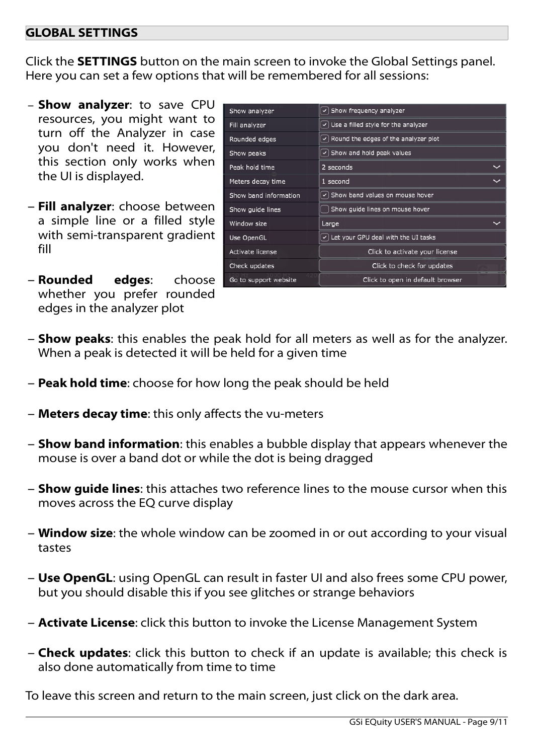## GLOBAL SETTINGS

Click the **SETTINGS** button on the main screen to invoke the Global Settings panel. Here you can set a few options that will be remembered for all sessions:

- **Show analyzer**: to save CPU resources, you might want to turn off the Analyzer in case you don't need it. However, this section only works when the UI is displayed.
- **Fill analyzer**: choose between a simple line or a filled style with semi-transparent gradient fill
- **Rounded edges**: choose whether you prefer rounded edges in the analyzer plot
- **Show peaks**: this enables the peak hold for all meters as well as for the analyzer. When a peak is detected it will be held for a given time
- **Peak hold time**: choose for how long the peak should be held
- **Meters decay time**: this only affects the vu-meters
- **Show band information**: this enables a bubble display that appears whenever the mouse is over a band dot or while the dot is being dragged
- **Show guide lines**: this attaches two reference lines to the mouse cursor when this moves across the EQ curve display
- **Window size**: the whole window can be zoomed in or out according to your visual tastes
- **Use OpenGL**: using OpenGL can result in faster UI and also frees some CPU power, but you should disable this if you see glitches or strange behaviors
- **Activate License**: click this button to invoke the License Management System
- **Check updates**: click this button to check if an update is available; this check is also done automatically from time to time

To leave this screen and return to the main screen, just click on the dark area.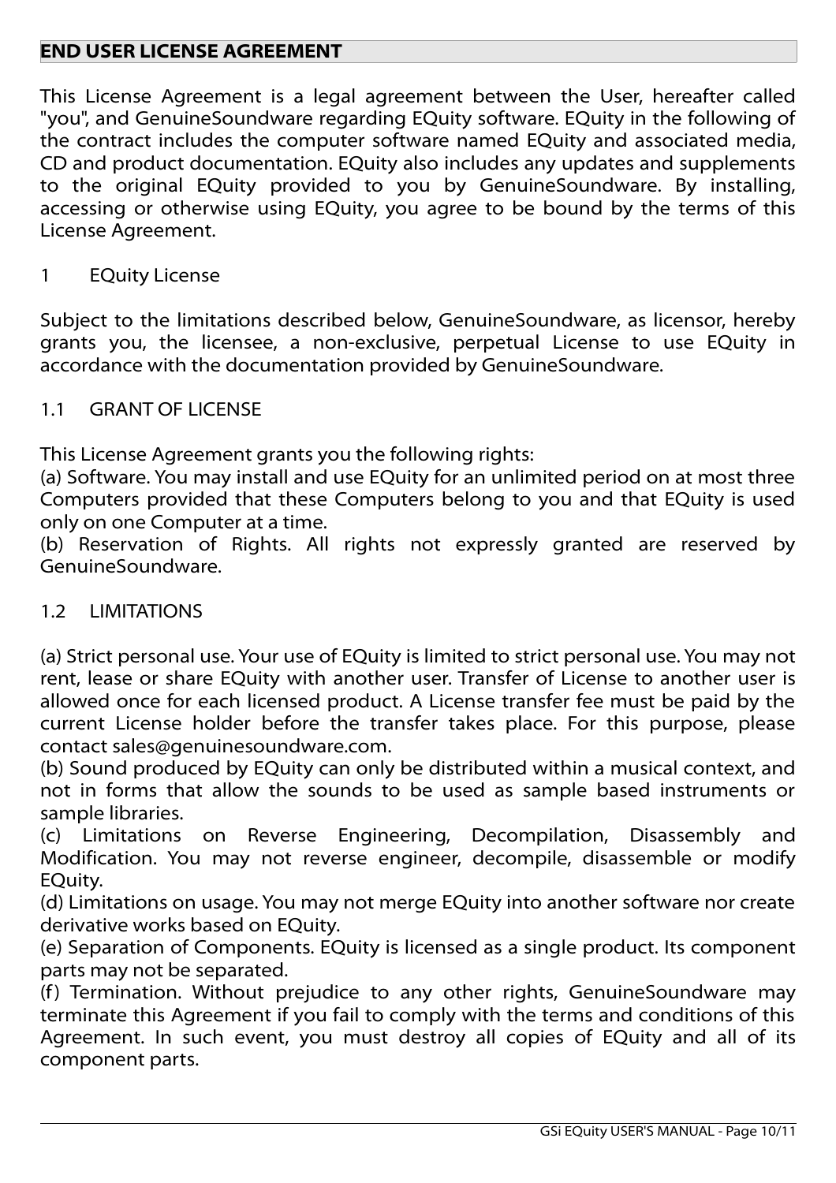## END USER LICENSE AGREEMENT

This License Agreement is a legal agreement between the User, hereafter called "you", and GenuineSoundware regarding EQuity software. EQuity in the following of the contract includes the computer software named EQuity and associated media, CD and product documentation. EQuity also includes any updates and supplements to the original EQuity provided to you by GenuineSoundware. By installing, accessing or otherwise using EQuity, you agree to be bound by the terms of this License Agreement.

### 1 EQuity License

Subject to the limitations described below, GenuineSoundware, as licensor, hereby grants you, the licensee, a non-exclusive, perpetual License to use EQuity in accordance with the documentation provided by GenuineSoundware.

### 1.1 GRANT OF LICENSE

This License Agreement grants you the following rights:
(a) Software. You may install and use EQuity for an unlimited period on at most three Computers provided that these Computers belong to you and that EQuity is used only on one Computer at a time.
(b) Reservation of Rights. All rights not expressly granted are reserved by GenuineSoundware.

### 1.2 LIMITATIONS

(a) Strict personal use. Your use of EQuity is limited to strict personal use. You may not rent, lease or share EQuity with another user. Transfer of License to another user is allowed once for each licensed product. A License transfer fee must be paid by the current License holder before the transfer takes place. For this purpose, please contact sales@genuinesoundware.com.
(b) Sound produced by EQuity can only be distributed within a musical context, and not in forms that allow the sounds to be used as sample based instruments or sample libraries.
(c) Limitations on Reverse Engineering, Decompilation, Disassembly and Modification. You may not reverse engineer, decompile, disassemble or modify EQuity.
(d) Limitations on usage. You may not merge EQuity into another software nor create derivative works based on EQuity.
(e) Separation of Components. EQuity is licensed as a single product. Its component parts may not be separated.
(f) Termination. Without prejudice to any other rights, GenuineSoundware may terminate this Agreement if you fail to comply with the terms and conditions of this Agreement. In such event, you must destroy all copies of EQuity and all of its component parts.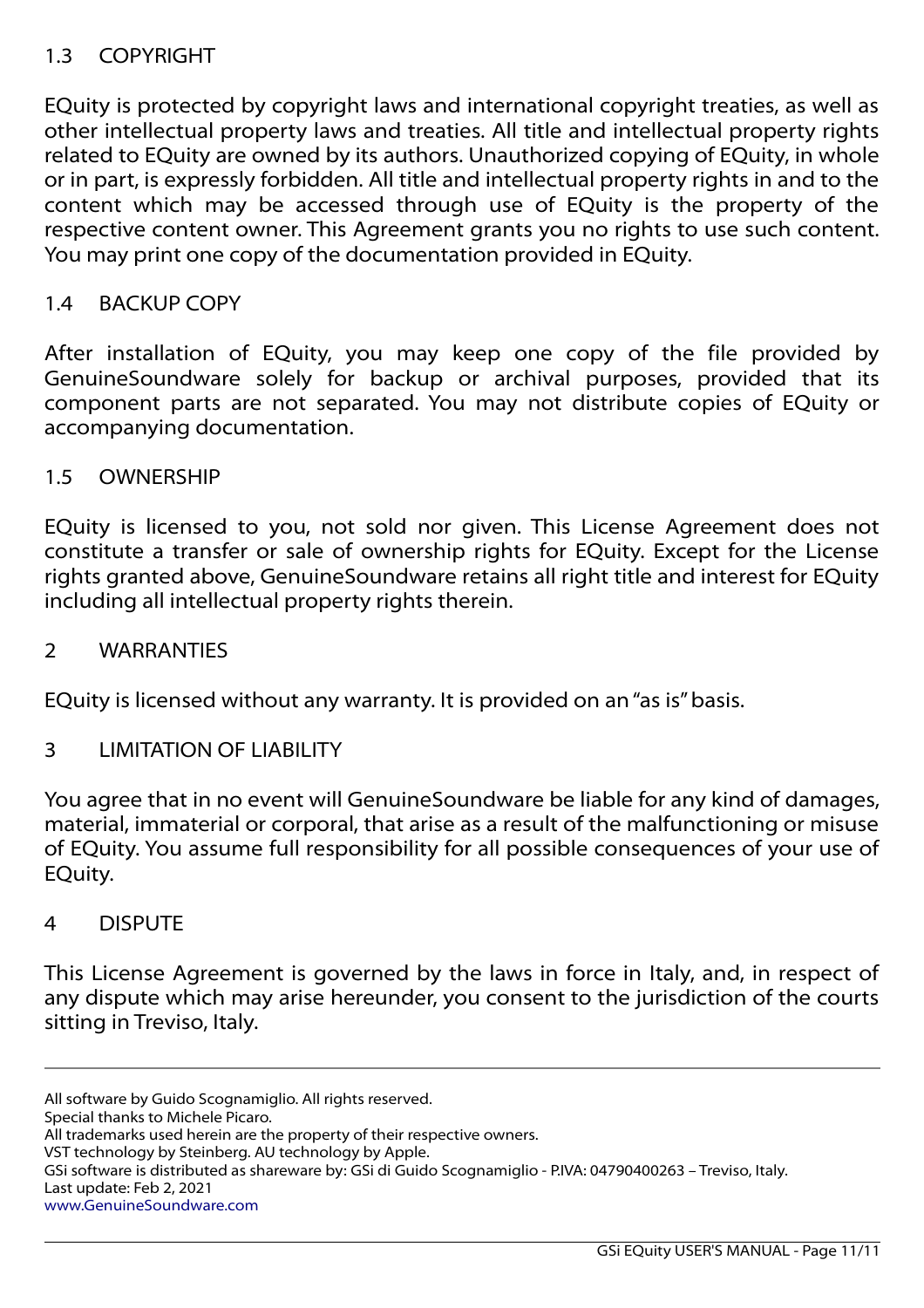### 1.3 COPYRIGHT

EQuity is protected by copyright laws and international copyright treaties, as well as other intellectual property laws and treaties. All title and intellectual property rights related to EQuity are owned by its authors. Unauthorized copying of EQuity, in whole or in part, is expressly forbidden. All title and intellectual property rights in and to the content which may be accessed through use of EQuity is the property of the respective content owner. This Agreement grants you no rights to use such content. You may print one copy of the documentation provided in EQuity.

### 1.4 BACKUP COPY

After installation of EQuity, you may keep one copy of the file provided by GenuineSoundware solely for backup or archival purposes, provided that its component parts are not separated. You may not distribute copies of EQuity or accompanying documentation.

### 1.5 OWNERSHIP

EQuity is licensed to you, not sold nor given. This License Agreement does not constitute a transfer or sale of ownership rights for EQuity. Except for the License rights granted above, GenuineSoundware retains all right title and interest for EQuity including all intellectual property rights therein.

## 2 WARRANTIES

EQuity is licensed without any warranty. It is provided on an "as is" basis.

## 3 LIMITATION OF LIABILITY

You agree that in no event will GenuineSoundware be liable for any kind of damages, material, immaterial or corporal, that arise as a result of the malfunctioning or misuse of EQuity. You assume full responsibility for all possible consequences of your use of EQuity.

## 4 DISPUTE

This License Agreement is governed by the laws in force in Italy, and, in respect of any dispute which may arise hereunder, you consent to the jurisdiction of the courts sitting in Treviso, Italy.

---

All software by Guido Scognamiglio. All rights reserved.
Special thanks to Michele Picaro.
All trademarks used herein are the property of their respective owners.
VST technology by Steinberg. AU technology by Apple.
GSi software is distributed as shareware by: GSi di Guido Scognamiglio - P.IVA: 04790400263 – Treviso, Italy.
Last update: Feb 2, 2021
www.GenuineSoundware.com